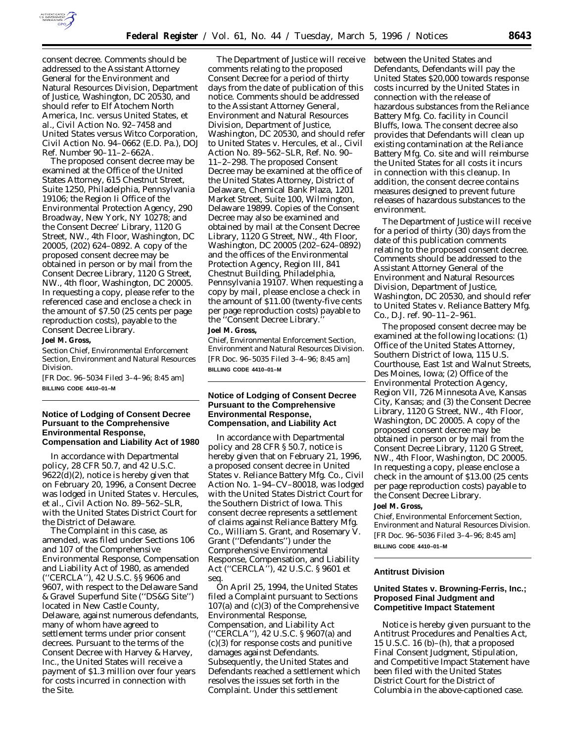consent decree. Comments should be addressed to the Assistant Attorney General for the Environment and Natural Resources Division, Department of Justice, Washington, DC 20530, and should refer to Elf Atochem North America, Inc. versus United States, et al., Civil Action No. 92–7458 and United States versus Witco Corporation, Civil Action No. 94–0662 (E.D. Pa.), DOJ Ref. Number 90–11–2–662A.

The proposed consent decree may be examined at the Office of the United States Attorney, 615 Chestnut Street, Suite 1250, Philadelphia, Pennsylvania 19106; the Region Ii Office of the Environmental Protection Agency, 290 Broadway, New York, NY 10278; and the Consent Decree' Library, 1120 G Street, NW., 4th Floor, Washington, DC 20005, (202) 624–0892. A copy of the proposed consent decree may be obtained in person or by mail from the Consent Decree Library, 1120 G Street, NW., 4th floor, Washington, DC 20005. In requesting a copy, please refer to the referenced case and enclose a check in the amount of $7.50 (25 cents per page reproduction costs), payable to the Consent Decree Library.

**Joel M. Gross,**

*Section Chief, Environmental Enforcement Section, Environment and Natural Resources Division.*

[FR Doc. 96–5034 Filed 3–4–96; 8:45 am]

**BILLING CODE 4410–01–M**

## Notice of Lodging of Consent Decree Pursuant to the Comprehensive Environmental Response, Compensation and Liability Act of 1980

In accordance with Departmental policy, 28 CFR 50.7, and 42 U.S.C. 9622(d)(2), notice is hereby given that on February 20, 1996, a Consent Decree was lodged in *United States* v. *Hercules, et al.*, Civil Action No. 89–562–SLR, with the United States District Court for the District of Delaware.

The Complaint in this case, as amended, was filed under Sections 106 and 107 of the Comprehensive Environmental Response, Compensation and Liability Act of 1980, as amended (''CERCLA''), 42 U.S.C. §§ 9606 and 9607, with respect to the Delaware Sand & Gravel Superfund Site (''DS&G Site'') located in New Castle County, Delaware, against numerous defendants, many of whom have agreed to settlement terms under prior consent decrees. Pursuant to the terms of the Consent Decree with Harvey & Harvey, Inc., the United States will receive a payment of $1.3 million over four years for costs incurred in connection with the Site.

The Department of Justice will receive comments relating to the proposed Consent Decree for a period of thirty days from the date of publication of this notice. Comments should be addressed to the Assistant Attorney General, Environment and Natural Resources Division, Department of Justice, Washington, DC 20530, and should refer to United States v. Hercules, et al., Civil Action No. 89–562–SLR, Ref. No. 90–11–2–298. The proposed Consent Decree may be examined at the office of the United States Attorney, District of Delaware, Chemical Bank Plaza, 1201 Market Street, Suite 100, Wilmington, Delaware 19899. Copies of the Consent Decree may also be examined and obtained by mail at the Consent Decree Library, 1120 G Street, NW., 4th Floor, Washington, DC 20005 (202–624–0892) and the offices of the Environmental Protection Agency, Region III, 841 Chestnut Building, Philadelphia, Pennsylvania 19107. When requesting a copy by mail, please enclose a check in the amount of $11.00 (twenty-five cents per page reproduction costs) payable to the ''Consent Decree Library.''

**Joel M. Gross,**

*Chief, Environmental Enforcement Section, Environment and Natural Resources Division.*

[FR Doc. 96–5035 Filed 3–4–96; 8:45 am]

**BILLING CODE 4410–01–M**

## Notice of Lodging of Consent Decree Pursuant to the Comprehensive Environmental Response, Compensation, and Liability Act

In accordance with Departmental policy and 28 CFR § 50.7, notice is hereby given that on February 21, 1996, a proposed consent decree in *United States* v. *Reliance Battery Mfg. Co.*, Civil Action No. 1–94–CV–80018, was lodged with the United States District Court for the Southern District of Iowa. This consent decree represents a settlement of claims against Reliance Battery Mfg. Co., William S. Grant, and Rosemary V. Grant (''Defendants'') under the Comprehensive Environmental Response, Compensation, and Liability Act (''CERCLA''), 42 U.S.C. § 9601 *et seq.*

On April 25, 1994, the United States filed a Complaint pursuant to Sections 107(a) and (c)(3) of the Comprehensive Environmental Response, Compensation, and Liability Act (''CERCLA''), 42 U.S.C. § 9607(a) and (c)(3) for response costs and punitive damages against Defendants. Subsequently, the United States and Defendants reached a settlement which resolves the issues set forth in the Complaint. Under this settlement between the United States and Defendants, Defendants will pay the United States $20,000 towards response costs incurred by the United States in connection with the release of hazardous substances from the Reliance Battery Mfg. Co. facility in Council Bluffs, Iowa. The consent decree also provides that Defendants will clean up existing contamination at the Reliance Battery Mfg. Co. site and will reimburse the United States for all costs it incurs in connection with this cleanup. In addition, the consent decree contains measures designed to prevent future releases of hazardous substances to the environment.

The Department of Justice will receive for a period of thirty (30) days from the date of this publication comments relating to the proposed consent decree. Comments should be addressed to the Assistant Attorney General of the Environment and Natural Resources Division, Department of Justice, Washington, DC 20530, and should refer to *United States* v. *Reliance Battery Mfg. Co.*, D.J. ref. 90–11–2–961.

The proposed consent decree may be examined at the following locations: (1) Office of the United States Attorney, Southern District of Iowa, 115 U.S. Courthouse, East 1st and Walnut Streets, Des Moines, Iowa; (2) Office of the Environmental Protection Agency, Region VII, 726 Minnesota Ave, Kansas City, Kansas; and (3) the Consent Decree Library, 1120 G Street, NW., 4th Floor, Washington, DC 20005. A copy of the proposed consent decree may be obtained in person or by mail from the Consent Decree Library, 1120 G Street, NW., 4th Floor, Washington, DC 20005. In requesting a copy, please enclose a check in the amount of $13.00 (25 cents per page reproduction costs) payable to the Consent Decree Library.

**Joel M. Gross,**

*Chief, Environmental Enforcement Section, Environment and Natural Resources Division.*

[FR Doc. 96–5036 Filed 3–4–96; 8:45 am]

**BILLING CODE 4410–01–M**

## Antitrust Division

### United States v. Browning-Ferris, Inc.; Proposed Final Judgment and Competitive Impact Statement

Notice is hereby given pursuant to the Antitrust Procedures and Penalties Act, 15 U.S.C. 16 (b)–(h), that a proposed Final Consent Judgment, Stipulation, and Competitive Impact Statement have been filed with the United States District Court for the District of Columbia in the above-captioned case.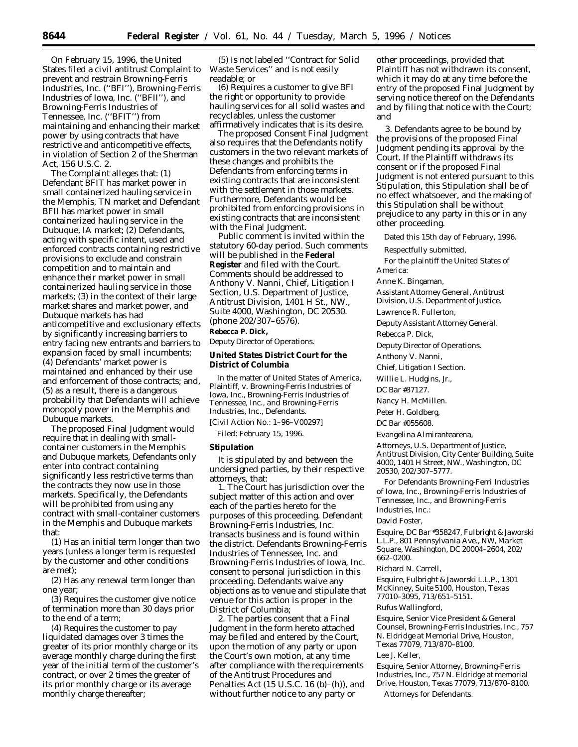On February 15, 1996, the United States filed a civil antitrust Complaint to prevent and restrain Browning-Ferris Industries, Inc. (''BFI''), Browning-Ferris Industries of Iowa, Inc. (''BFII''), and Browning-Ferris Industries of Tennessee, Inc. (''BFIT'') from maintaining and enhancing their market power by using contracts that have restrictive and anticompetitive effects, in violation of Section 2 of the Sherman Act, 156 U.S.C. 2.

The Complaint alleges that: (1) Defendant BFIT has market power in small containerized hauling service in the Memphis, TN market and Defendant BFII has market power in small containerized hauling service in the Dubuque, IA market; (2) Defendants, acting with specific intent, used and enforced contracts containing restrictive provisions to exclude and constrain competition and to maintain and enhance their market power in small containerized hauling service in those markets; (3) in the context of their large market shares and market power, and Dubuque markets has had anticompetitive and exclusionary effects by significantly increasing barriers to entry facing new entrants and barriers to expansion faced by small incumbents; (4) Defendants' market power is maintained and enhanced by their use and enforcement of those contracts; and, (5) as a result, there is a dangerous probability that Defendants will achieve monopoly power in the Memphis and Dubuque markets.

The proposed Final Judgment would require that in dealing with small-container customers in the Memphis and Dubuque markets, Defendants only enter into contract containing significantly less restrictive terms than the contracts they now use in those markets. Specifically, the Defendants will be prohibited from using any contract with small-container customers in the Memphis and Dubuque markets that:

(1) Has an initial term longer than two years (unless a longer term is requested by the customer and other conditions are met);

(2) Has any renewal term longer than one year;

(3) Requires the customer give notice of termination more than 30 days prior to the end of a term;

(4) Requires the customer to pay liquidated damages over 3 times the greater of its prior monthly charge or its average monthly charge during the first year of the initial term of the customer's contract, or over 2 times the greater of its prior monthly charge or its average monthly charge thereafter;

(5) Is not labeled ''Contract for Solid Waste Services'' and is not easily readable; or

(6) Requires a customer to give BFI the right or opportunity to provide hauling services for all solid wastes and recyclables, unless the customer affirmatively indicates that is its desire.

The proposed Consent Final Judgment also requires that the Defendants notify customers in the two relevant markets of these changes and prohibits the Defendants from enforcing terms in existing contracts that are inconsistent with the settlement in those markets. Furthermore, Defendants would be prohibited from enforcing provisions in existing contracts that are inconsistent with the Final Judgment.

Public comment is invited within the statutory 60-day period. Such comments will be published in the **Federal Register** and filed with the Court. Comments should be addressed to Anthony V. Nanni, Chief, Litigation I Section, U.S. Department of Justice, Antitrust Division, 1401 H St., NW., Suite 4000, Washington, DC 20530. (phone 202/307–6576).

**Rebecca P. Dick,**
*Deputy Director of Operations.*

## United States District Court for the District of Columbia

*In the matter of United States of America, Plaintiff, v. Browning-Ferris Industries of Iowa, Inc., Browning-Ferris Industries of Tennessee, Inc., and Browning-Ferris Industries, Inc., Defendants.*

[Civil Action No.: 1–96–V00297]

Filed: February 15, 1996.

### Stipulation

It is stipulated by and between the undersigned parties, by their respective attorneys, that:

1. The Court has jurisdiction over the subject matter of this action and over each of the parties hereto for the purposes of this proceeding. Defendant Browning-Ferris Industries, Inc. transacts business and is found within the district. Defendants Browning-Ferris Industries of Tennessee, Inc. and Browning-Ferris Industries of Iowa, Inc. consent to personal jurisdiction in this proceeding. Defendants waive any objections as to venue and stipulate that venue for this action is proper in the District of Columbia;

2. The parties consent that a Final Judgment in the form hereto attached may be filed and entered by the Court, upon the motion of any party or upon the Court's own motion, at any time after compliance with the requirements of the Antitrust Procedures and Penalties Act (15 U.S.C. 16 (b)–(h)), and without further notice to any party or other proceedings, provided that Plaintiff has not withdrawn its consent, which it may do at any time before the entry of the proposed Final Judgment by serving notice thereof on the Defendants and by filing that notice with the Court; and

3. Defendants agree to be bound by the provisions of the proposed Final Judgment pending its approval by the Court. If the Plaintiff withdraws its consent or if the proposed Final Judgment is not entered pursuant to this Stipulation, this Stipulation shall be of no effect whatsoever, and the making of this Stipulation shall be without prejudice to any party in this or in any other proceeding.

Dated this 15th day of February, 1996.

Respectfully submitted,

For the plaintiff the United States of America:

Anne K. Bingaman,

*Assistant Attorney General, Antitrust Division, U.S. Department of Justice.*

Lawrence R. Fullerton,

*Deputy Assistant Attorney General.*

Rebecca P. Dick,

*Deputy Director of Operations.*

Anthony V. Nanni,

*Chief, Litigation I Section.*

Willie L. Hudgins, Jr.,

*DC Bar #37127.*

Nancy H. McMillen.

Peter H. Goldberg,

*DC Bar #055608.*

Evangelina Almirantearena,

*Attorneys, U.S. Department of Justice, Antitrust Division, City Center Building, Suite 4000, 1401 H Street, NW., Washington, DC 20530, 202/307–5777.*

For Defendants Browning-Ferri Industries of Iowa, Inc., Browning-Ferris Industries of Tennessee, Inc., and Browning-Ferris Industries, Inc.:

David Foster,

*Esquire, DC Bar #358247, Fulbright & Jaworski L.L.P., 801 Pennsylvania Ave., NW, Market Square, Washington, DC 20004–2604, 202/662–0200.*

Richard N. Carrell,

*Esquire, Fulbright & Jaworski L.L.P., 1301 McKinney, Suite 5100, Houston, Texas 77010–3095, 713/651–5151.*

Rufus Wallingford,

*Esquire, Senior Vice President & General Counsel, Browning-Ferris Industries, Inc., 757 N. Eldridge at Memorial Drive, Houston, Texas 77079, 713/870–8100.*

Lee J. Keller,

*Esquire, Senior Attorney, Browning-Ferris Industries, Inc., 757 N. Eldridge at memorial Drive, Houston, Texas 77079, 713/870–8100.*

*Attorneys for Defendants.*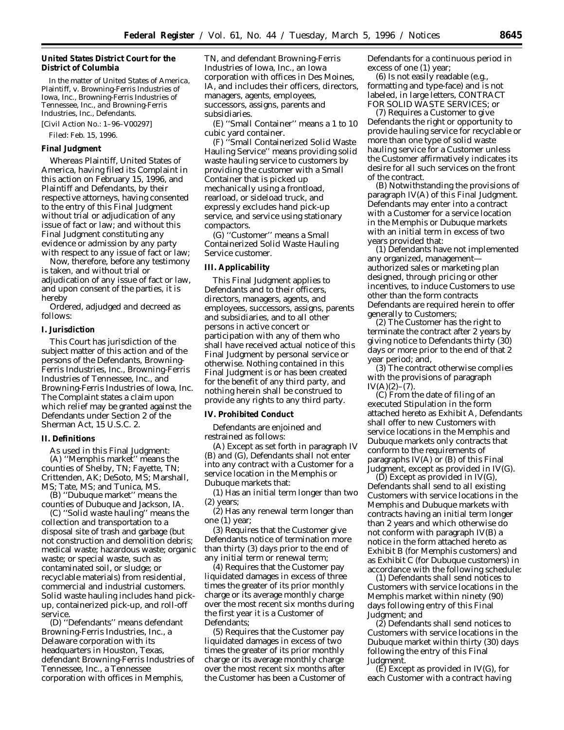**United States District Court for the District of Columbia**

In the matter of United States of America, Plaintiff, v. Browning-Ferris Industries of Iowa, Inc., Browning-Ferris Industries of Tennessee, Inc., and Browning-Ferris Industries, Inc., Defendants.

[Civil Action No.: 1–96–V00297]

Filed: Feb. 15, 1996.

## Final Judgment

Whereas Plaintiff, United States of America, having filed its Complaint in this action on February 15, 1996, and Plaintiff and Defendants, by their respective attorneys, having consented to the entry of this Final Judgment without trial or adjudication of any issue of fact or law; and without this Final Judgment constituting any evidence or admission by any party with respect to any issue of fact or law;

Now, therefore, before any testimony is taken, and without trial or adjudication of any issue of fact or law, and upon consent of the parties, it is hereby

*Ordered, adjudged and decreed* as follows:

### I. Jurisdiction

This Court has jurisdiction of the subject matter of this action and of the persons of the Defendants, Browning-Ferris Industries, Inc., Browning-Ferris Industries of Tennessee, Inc., and Browning-Ferris Industries of Iowa, Inc. The Complaint states a claim upon which relief may be granted against the Defendants under Section 2 of the Sherman Act, 15 U.S.C. 2.

### II. Definitions

As used in this Final Judgment:

(A) ''Memphis market'' means the counties of Shelby, TN; Fayette, TN; Crittenden, AK; DeSoto, MS; Marshall, MS; Tate, MS; and Tunica, MS.

(B) ''Dubuque market'' means the counties of Dubuque and Jackson, IA.

(C) ''Solid waste hauling'' means the collection and transportation to a disposal site of trash and garbage (but not construction and demolition debris; medical waste; hazardous waste; organic waste; or special waste, such as contaminated soil, or sludge; or recyclable materials) from residential, commercial and industrial customers. Solid waste hauling includes hand pick-up, containerized pick-up, and roll-off service.

(D) ''Defendants'' means defendant Browning-Ferris Industries, Inc., a Delaware corporation with its headquarters in Houston, Texas, defendant Browning-Ferris Industries of Tennessee, Inc., a Tennessee corporation with offices in Memphis, TN, and defendant Browning-Ferris Industries of Iowa, Inc., an Iowa corporation with offices in Des Moines, IA, and includes their officers, directors, managers, agents, employees, successors, assigns, parents and subsidiaries.

(E) ''Small Container'' means a 1 to 10 cubic yard container.

(F) ''Small Containerized Solid Waste Hauling Service'' means providing solid waste hauling service to customers by providing the customer with a Small Container that is picked up mechanically using a frontload, rearload, or sideload truck, and expressly excludes hand pick-up service, and service using stationary compactors.

(G) ''Customer'' means a Small Containerized Solid Waste Hauling Service customer.

### III. Applicability

This Final Judgment applies to Defendants and to their officers, directors, managers, agents, and employees, successors, assigns, parents and subsidiaries, and to all other persons in active concert or participation with any of them who shall have received actual notice of this Final Judgment by personal service or otherwise. Nothing contained in this Final Judgment is or has been created for the benefit of any third party, and nothing herein shall be construed to provide any rights to any third party.

### IV. Prohibited Conduct

Defendants are enjoined and restrained as follows:

(A) Except as set forth in paragraph IV (B) and (G), Defendants shall not enter into any contract with a Customer for a service location in the Memphis or Dubuque markets that:

(1) Has an initial term longer than two (2) years;

(2) Has any renewal term longer than one (1) year;

(3) Requires that the Customer give Defendants notice of termination more than thirty (3) days prior to the end of any initial term or renewal term;

(4) Requires that the Customer pay liquidated damages in excess of three times the greater of its prior monthly charge or its average monthly charge over the most recent six months during the first year it is a Customer of Defendants;

(5) Requires that the Customer pay liquidated damages in excess of two times the greater of its prior monthly charge or its average monthly charge over the most recent six months after the Customer has been a Customer of Defendants for a continuous period in excess of one (1) year;

(6) Is not easily readable (e.g., formatting and type-face) and is not labeled, in large letters, CONTRACT FOR SOLID WASTE SERVICES; or

(7) Requires a Customer to give Defendants the right or opportunity to provide hauling service for recyclable or more than one type of solid waste hauling service for a Customer unless the Customer affirmatively indicates its desire for all such services on the front of the contract.

(B) Notwithstanding the provisions of paragraph IV(A) of this Final Judgment. Defendants may enter into a contract with a Customer for a service location in the Memphis or Dubuque markets with an initial term in excess of two years provided that:

(1) Defendants have not implemented any organized, management—authorized sales or marketing plan designed, through pricing or other incentives, to induce Customers to use other than the form contracts Defendants are required herein to offer generally to Customers;

(2) The Customer has the right to terminate the contract after 2 years by giving notice to Defendants thirty (30) days or more prior to the end of that 2 year period; and,

(3) The contract otherwise complies with the provisions of paragraph IV(A)(2)–(7).

(C) From the date of filing of an executed Stipulation in the form attached hereto as Exhibit A, Defendants shall offer to new Customers with service locations in the Memphis and Dubuque markets only contracts that conform to the requirements of paragraphs IV(A) or (B) of this Final Judgment, except as provided in IV(G).

(D) Except as provided in IV(G), Defendants shall send to all existing Customers with service locations in the Memphis and Dubuque markets with contracts having an initial term longer than 2 years and which otherwise do not conform with paragraph IV(B) a notice in the form attached hereto as Exhibit B (for Memphis customers) and as Exhibit C (for Dubuque customers) in accordance with the following schedule:

(1) Defendants shall send notices to Customers with service locations in the Memphis market within ninety (90) days following entry of this Final Judgment; and

(2) Defendants shall send notices to Customers with service locations in the Dubuque market within thirty (30) days following the entry of this Final Judgment.

(E) Except as provided in IV(G), for each Customer with a contract having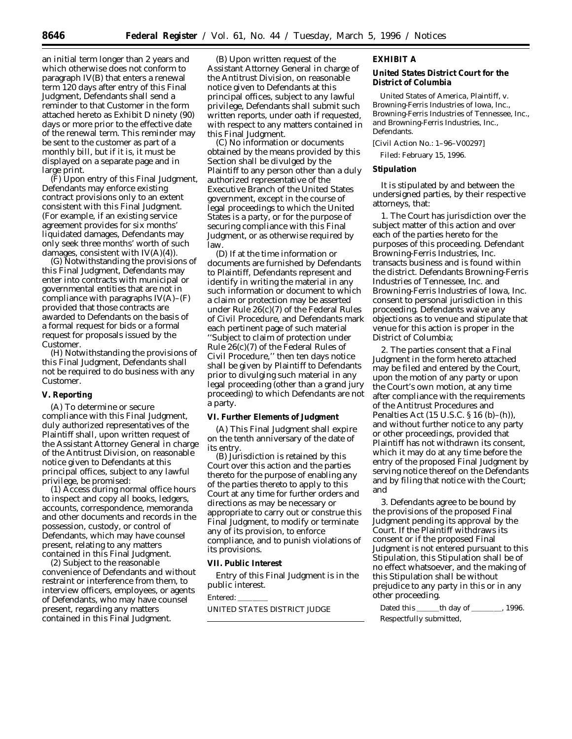an initial term longer than 2 years and which otherwise does not conform to paragraph IV(B) that enters a renewal term 120 days after entry of this Final Judgment, Defendants shall send a reminder to that Customer in the form attached hereto as Exhibit D ninety (90) days or more prior to the effective date of the renewal term. This reminder may be sent to the customer as part of a monthly bill, but if it is, it must be displayed on a separate page and in large print.

(F) Upon entry of this Final Judgment, Defendants may enforce existing contract provisions only to an extent consistent with this Final Judgment. (For example, if an existing service agreement provides for six months' liquidated damages, Defendants may only seek three months' worth of such damages, consistent with IV(A)(4)).

(G) Notwithstanding the provisions of this Final Judgment, Defendants may enter into contracts with municipal or governmental entities that are not in compliance with paragraphs IV(A)–(F) provided that those contracts are awarded to Defendants on the basis of a formal request for bids or a formal request for proposals issued by the Customer.

(H) Notwithstanding the provisions of this Final Judgment, Defendants shall not be required to do business with any Customer.

**V. Reporting**

(A) To determine or secure compliance with this Final Judgment, duly authorized representatives of the Plaintiff shall, upon written request of the Assistant Attorney General in charge of the Antitrust Division, on reasonable notice given to Defendants at this principal offices, subject to any lawful privilege, be promised:

(1) Access during normal office hours to inspect and copy all books, ledgers, accounts, correspondence, memoranda and other documents and records in the possession, custody, or control of Defendants, which may have counsel present, relating to any matters contained in this Final Judgment.

(2) Subject to the reasonable convenience of Defendants and without restraint or interference from them, to interview officers, employees, or agents of Defendants, who may have counsel present, regarding any matters contained in this Final Judgment.

(B) Upon written request of the Assistant Attorney General in charge of the Antitrust Division, on reasonable notice given to Defendants at this principal offices, subject to any lawful privilege, Defendants shall submit such written reports, under oath if requested, with respect to any matters contained in this Final Judgment.

(C) No information or documents obtained by the means provided by this Section shall be divulged by the Plaintiff to any person other than a duly authorized representative of the Executive Branch of the United States government, except in the course of legal proceedings to which the United States is a party, or for the purpose of securing compliance with this Final Judgment, or as otherwise required by law.

(D) If at the time information or documents are furnished by Defendants to Plaintiff, Defendants represent and identify in writing the material in any such information or document to which a claim or protection may be asserted under Rule 26(c)(7) of the Federal Rules of Civil Procedure, and Defendants mark each pertinent page of such material "Subject to claim of protection under Rule 26(c)(7) of the Federal Rules of Civil Procedure," then ten days notice shall be given by Plaintiff to Defendants prior to divulging such material in any legal proceeding (other than a grand jury proceeding) to which Defendants are not a party.

**VI. Further Elements of Judgment**

(A) This Final Judgment shall expire on the tenth anniversary of the date of its entry.

(B) Jurisdiction is retained by this Court over this action and the parties thereto for the purpose of enabling any of the parties thereto to apply to this Court at any time for further orders and directions as may be necessary or appropriate to carry out or construe this Final Judgment, to modify or terminate any of its provision, to enforce compliance, and to punish violations of its provisions.

**VII. Public Interest**

Entry of this Final Judgment is in the public interest.

Entered: ________

UNITED STATES DISTRICT JUDGE

**EXHIBIT A**

**United States District Court for the District of Columbia**

United States of America, Plaintiff, v. Browning-Ferris Industries of Iowa, Inc., Browning-Ferris Industries of Tennessee, Inc., and Browning-Ferris Industries, Inc., Defendants.

[Civil Action No.: 1–96–V00297]

Filed: February 15, 1996.

**Stipulation**

It is stipulated by and between the undersigned parties, by their respective attorneys, that:

1. The Court has jurisdiction over the subject matter of this action and over each of the parties hereto for the purposes of this proceeding. Defendant Browning-Ferris Industries, Inc. transacts business and is found within the district. Defendants Browning-Ferris Industries of Tennessee, Inc. and Browning-Ferris Industries of Iowa, Inc. consent to personal jurisdiction in this proceeding. Defendants waive any objections as to venue and stipulate that venue for this action is proper in the District of Columbia;

2. The parties consent that a Final Judgment in the form hereto attached may be filed and entered by the Court, upon the motion of any party or upon the Court's own motion, at any time after compliance with the requirements of the Antitrust Procedures and Penalties Act (15 U.S.C. § 16 (b)–(h)), and without further notice to any party or other proceedings, provided that Plaintiff has not withdrawn its consent, which it may do at any time before the entry of the proposed Final Judgment by serving notice thereof on the Defendants and by filing that notice with the Court; and

3. Defendants agree to be bound by the provisions of the proposed Final Judgment pending its approval by the Court. If the Plaintiff withdraws its consent or if the proposed Final Judgment is not entered pursuant to this Stipulation, this Stipulation shall be of no effect whatsoever, and the making of this Stipulation shall be without prejudice to any party in this or in any other proceeding.

Dated this ______th day of ________, 1996.

Respectfully submitted,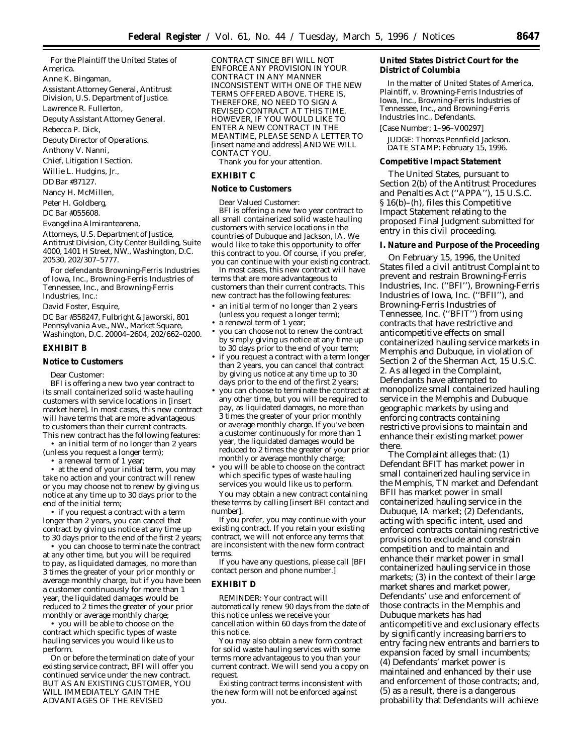For the Plaintiff the United States of America.

Anne K. Bingaman,

Assistant Attorney General, Antitrust Division, U.S. Department of Justice.

Lawrence R. Fullerton,

Deputy Assistant Attorney General.

Rebecca P. Dick,

Deputy Director of Operations.

Anthony V. Nanni,

Chief, Litigation I Section.

Willie L. Hudgins, Jr.,

DD Bar #37127.

Nancy H. McMillen,

Peter H. Goldberg,

DC Bar #055608.

Evangelina Almirantearena,

Attorneys, U.S. Department of Justice, Antitrust Division, City Center Building, Suite 4000, 1401 H Street, NW., Washington, D.C. 20530, 202/307–5777.

For defendants Browning-Ferris Industries of Iowa, Inc., Browning-Ferris Industries of Tennessee, Inc., and Browning-Ferris Industries, Inc.:

David Foster, Esquire,

DC Bar #358247, Fulbright & Jaworski, 801 Pennsylvania Ave., NW., Market Square, Washington, D.C. 20004–2604, 202/662–0200.

## EXHIBIT B

### Notice to Customers

Dear Customer:

BFI is offering a new two year contract to its small containerized solid waste hauling customers with service locations in [insert market here]. In most cases, this new contract will have terms that are more advantageous to customers than their current contracts. This new contract has the following features:

- an initial term of no longer than 2 years (unless you request a longer term);
- a renewal term of 1 year;
- at the end of your initial term, you may take no action and your contract will renew or you may choose not to renew by giving us notice at any time up to 30 days prior to the end of the initial term;
- if you request a contract with a term longer than 2 years, you can cancel that contract by giving us notice at any time up to 30 days prior to the end of the first 2 years;
- you can choose to terminate the contract at any other time, but you will be required to pay, as liquidated damages, no more than 3 times the greater of your prior monthly or average monthly charge, but if you have been a customer continuously for more than 1 year, the liquidated damages would be reduced to 2 times the greater of your prior monthly or average monthly charge;
- you will be able to choose on the contract which specific types of waste hauling services you would like us to perform.

On or before the termination date of your existing service contract, BFI will offer you continued service under the new contract. BUT AS AN EXISTING CUSTOMER, YOU WILL IMMEDIATELY GAIN THE ADVANTAGES OF THE REVISED CONTRACT SINCE BFI WILL NOT ENFORCE ANY PROVISION IN YOUR CONTRACT IN ANY MANNER INCONSISTENT WITH ONE OF THE NEW TERMS OFFERED ABOVE. THERE IS, THEREFORE, NO NEED TO SIGN A REVISED CONTRACT AT THIS TIME. HOWEVER, IF YOU WOULD LIKE TO ENTER A NEW CONTRACT IN THE MEANTIME, PLEASE SEND A LETTER TO [insert name and address] AND WE WILL CONTACT YOU.

Thank you for your attention.

## EXHIBIT C

### Notice to Customers

Dear Valued Customer:

BFI is offering a new two year contract to all small containerized solid waste hauling customers with service locations in the countries of Dubuque and Jackson, IA. We would like to take this opportunity to offer this contract to you. Of course, if you prefer, you can continue with your existing contract.

In most cases, this new contract will have terms that are more advantageous to customers than their current contracts. This new contract has the following features:

- an initial term of no longer than 2 years (unless you request a longer term);
- a renewal term of 1 year;
- you can choose not to renew the contract by simply giving us notice at any time up to 30 days prior to the end of your term;
- if you request a contract with a term longer than 2 years, you can cancel that contract by giving us notice at any time up to 30 days prior to the end of the first 2 years;
- you can choose to terminate the contract at any other time, but you will be required to pay, as liquidated damages, no more than 3 times the greater of your prior monthly or average monthly charge. If you've been a customer continuously for more than 1 year, the liquidated damages would be reduced to 2 times the greater of your prior monthly or average monthly charge;
- you will be able to choose on the contract which specific types of waste hauling services you would like us to perform.

You may obtain a new contract containing these terms by calling [insert BFI contact and number].

If you prefer, you may continue with your existing contract. If you retain your existing contract, we will not enforce any terms that are inconsistent with the new form contract terms.

If you have any questions, please call [BFI contact person and phone number.]

## EXHIBIT D

REMINDER: Your contract will automatically renew 90 days from the date of this notice unless we receive your cancellation within 60 days from the date of this notice.

You may also obtain a new form contract for solid waste hauling services with some terms more advantageous to you than your current contract. We will send you a copy on request.

Existing contract terms inconsistent with the new form will not be enforced against you.

## United States District Court for the District of Columbia

In the matter of United States of America, Plaintiff, v. Browning-Ferris Industries of Iowa, Inc., Browning-Ferris Industries of Tennessee, Inc., and Browning-Ferris Industries Inc., Defendants.

[Case Number: 1–96–V00297]

JUDGE: Thomas Pennfield Jackson.
DATE STAMP: February 15, 1996.

### Competitive Impact Statement

The United States, pursuant to Section 2(b) of the Antitrust Procedures and Penalties Act (''APPA''), 15 U.S.C. § 16(b)–(h), files this Competitive Impact Statement relating to the proposed Final Judgment submitted for entry in this civil proceeding.

### I. Nature and Purpose of the Proceeding

On February 15, 1996, the United States filed a civil antitrust Complaint to prevent and restrain Browning-Ferris Industries, Inc. (''BFI''), Browning-Ferris Industries of Iowa, Inc. (''BFII''), and Browning-Ferris Industries of Tennessee, Inc. (''BFIT'') from using contracts that have restrictive and anticompetitive effects on small containerized hauling service markets in Memphis and Dubuque, in violation of Section 2 of the Sherman Act, 15 U.S.C. 2. As alleged in the Complaint, Defendants have attempted to monopolize small containerized hauling service in the Memphis and Dubuque geographic markets by using and enforcing contracts containing restrictive provisions to maintain and enhance their existing market power there.

The Complaint alleges that: (1) Defendant BFIT has market power in small containerized hauling service in the Memphis, TN market and Defendant BFII has market power in small containerized hauling service in the Dubuque, IA market; (2) Defendants, acting with specific intent, used and enforced contracts containing restrictive provisions to exclude and constrain competition and to maintain and enhance their market power in small containerized hauling service in those markets; (3) in the context of their large market shares and market power, Defendants' use and enforcement of those contracts in the Memphis and Dubuque markets has had anticompetitive and exclusionary effects by significantly increasing barriers to entry facing new entrants and barriers to expansion faced by small incumbents; (4) Defendants' market power is maintained and enhanced by their use and enforcement of those contracts; and, (5) as a result, there is a dangerous probability that Defendants will achieve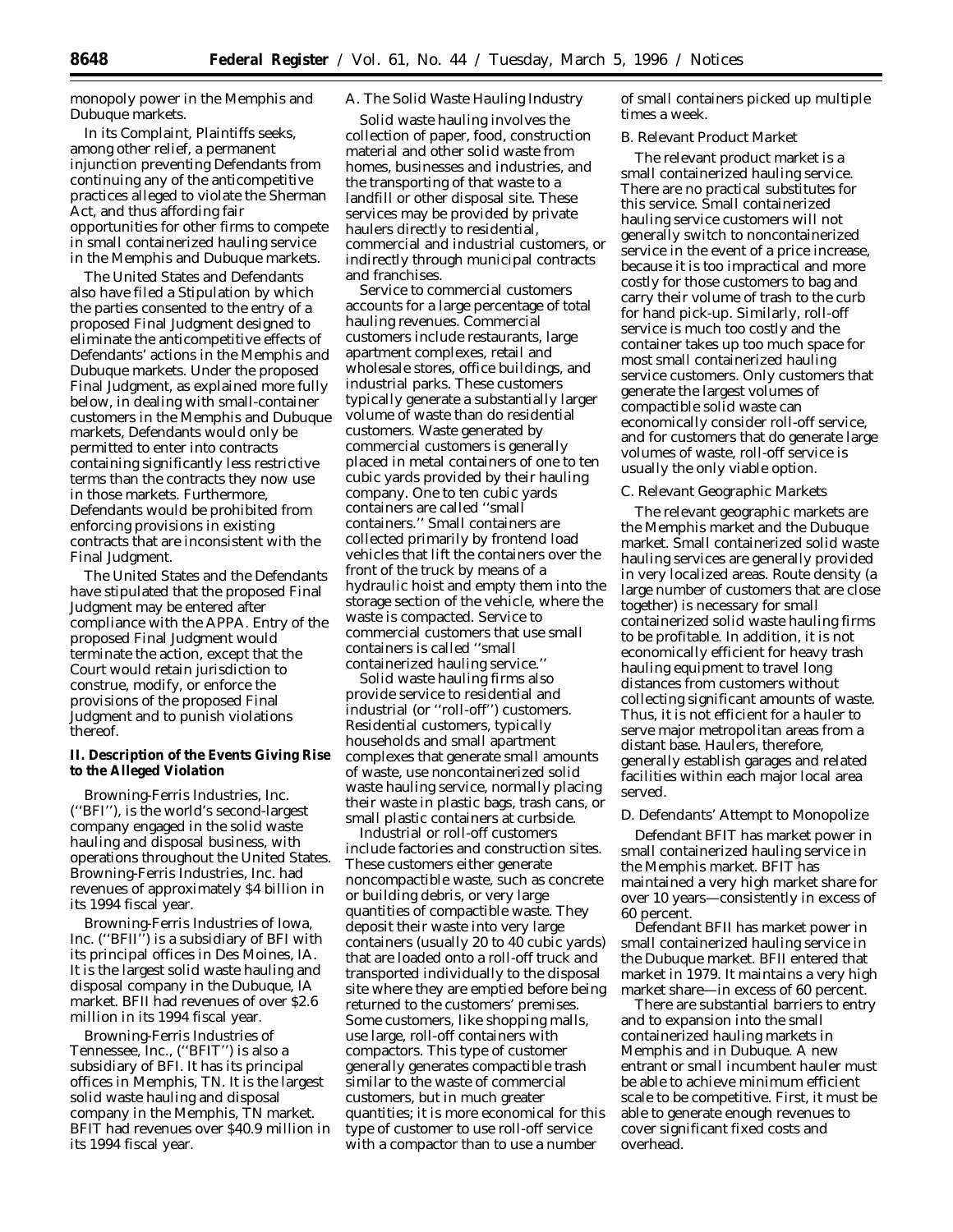monopoly power in the Memphis and Dubuque markets.

In its Complaint, Plaintiffs seeks, among other relief, a permanent injunction preventing Defendants from continuing any of the anticompetitive practices alleged to violate the Sherman Act, and thus affording fair opportunities for other firms to compete in small containerized hauling service in the Memphis and Dubuque markets.

The United States and Defendants also have filed a Stipulation by which the parties consented to the entry of a proposed Final Judgment designed to eliminate the anticompetitive effects of Defendants' actions in the Memphis and Dubuque markets. Under the proposed Final Judgment, as explained more fully below, in dealing with small-container customers in the Memphis and Dubuque markets, Defendants would only be permitted to enter into contracts containing significantly less restrictive terms than the contracts they now use in those markets. Furthermore, Defendants would be prohibited from enforcing provisions in existing contracts that are inconsistent with the Final Judgment.

The United States and the Defendants have stipulated that the proposed Final Judgment may be entered after compliance with the APPA. Entry of the proposed Final Judgment would terminate the action, except that the Court would retain jurisdiction to construe, modify, or enforce the provisions of the proposed Final Judgment and to punish violations thereof.

**II. Description of the Events Giving Rise to the Alleged Violation**

Browning-Ferris Industries, Inc. (''BFI''), is the world's second-largest company engaged in the solid waste hauling and disposal business, with operations throughout the United States. Browning-Ferris Industries, Inc. had revenues of approximately $4 billion in its 1994 fiscal year.

Browning-Ferris Industries of Iowa, Inc. (''BFII'') is a subsidiary of BFI with its principal offices in Des Moines, IA. It is the largest solid waste hauling and disposal company in the Dubuque, IA market. BFII had revenues of over $2.6 million in its 1994 fiscal year.

Browning-Ferris Industries of Tennessee, Inc., (''BFIT'') is also a subsidiary of BFI. It has its principal offices in Memphis, TN. It is the largest solid waste hauling and disposal company in the Memphis, TN market. BFIT had revenues over $40.9 million in its 1994 fiscal year.

*A. The Solid Waste Hauling Industry*

Solid waste hauling involves the collection of paper, food, construction material and other solid waste from homes, businesses and industries, and the transporting of that waste to a landfill or other disposal site. These services may be provided by private haulers directly to residential, commercial and industrial customers, or indirectly through municipal contracts and franchises.

Service to commercial customers accounts for a large percentage of total hauling revenues. Commercial customers include restaurants, large apartment complexes, retail and wholesale stores, office buildings, and industrial parks. These customers typically generate a substantially larger volume of waste than do residential customers. Waste generated by commercial customers is generally placed in metal containers of one to ten cubic yards provided by their hauling company. One to ten cubic yards containers are called ''small containers.'' Small containers are collected primarily by frontend load vehicles that lift the containers over the front of the truck by means of a hydraulic hoist and empty them into the storage section of the vehicle, where the waste is compacted. Service to commercial customers that use small containers is called ''small containerized hauling service.''

Solid waste hauling firms also provide service to residential and industrial (or ''roll-off'') customers. Residential customers, typically households and small apartment complexes that generate small amounts of waste, use noncontainerized solid waste hauling service, normally placing their waste in plastic bags, trash cans, or small plastic containers at curbside.

Industrial or roll-off customers include factories and construction sites. These customers either generate noncompactible waste, such as concrete or building debris, or very large quantities of compactible waste. They deposit their waste into very large containers (usually 20 to 40 cubic yards) that are loaded onto a roll-off truck and transported individually to the disposal site where they are emptied before being returned to the customers' premises. Some customers, like shopping malls, use large, roll-off containers with compactors. This type of customer generally generates compactible trash similar to the waste of commercial customers, but in much greater quantities; it is more economical for this type of customer to use roll-off service with a compactor than to use a number of small containers picked up multiple times a week.

*B. Relevant Product Market*

The relevant product market is a small containerized hauling service. There are no practical substitutes for this service. Small containerized hauling service customers will not generally switch to noncontainerized service in the event of a price increase, because it is too impractical and more costly for those customers to bag and carry their volume of trash to the curb for hand pick-up. Similarly, roll-off service is much too costly and the container takes up too much space for most small containerized hauling service customers. Only customers that generate the largest volumes of compactible solid waste can economically consider roll-off service, and for customers that do generate large volumes of waste, roll-off service is usually the only viable option.

*C. Relevant Geographic Markets*

The relevant geographic markets are the Memphis market and the Dubuque market. Small containerized solid waste hauling services are generally provided in very localized areas. Route density (a large number of customers that are close together) is necessary for small containerized solid waste hauling firms to be profitable. In addition, it is not economically efficient for heavy trash hauling equipment to travel long distances from customers without collecting significant amounts of waste. Thus, it is not efficient for a hauler to serve major metropolitan areas from a distant base. Haulers, therefore, generally establish garages and related facilities within each major local area served.

*D. Defendants' Attempt to Monopolize*

Defendant BFIT has market power in small containerized hauling service in the Memphis market. BFIT has maintained a very high market share for over 10 years—consistently in excess of 60 percent.

Defendant BFII has market power in small containerized hauling service in the Dubuque market. BFII entered that market in 1979. It maintains a very high market share—in excess of 60 percent.

There are substantial barriers to entry and to expansion into the small containerized hauling markets in Memphis and in Dubuque. A new entrant or small incumbent hauler must be able to achieve minimum efficient scale to be competitive. First, it must be able to generate enough revenues to cover significant fixed costs and overhead.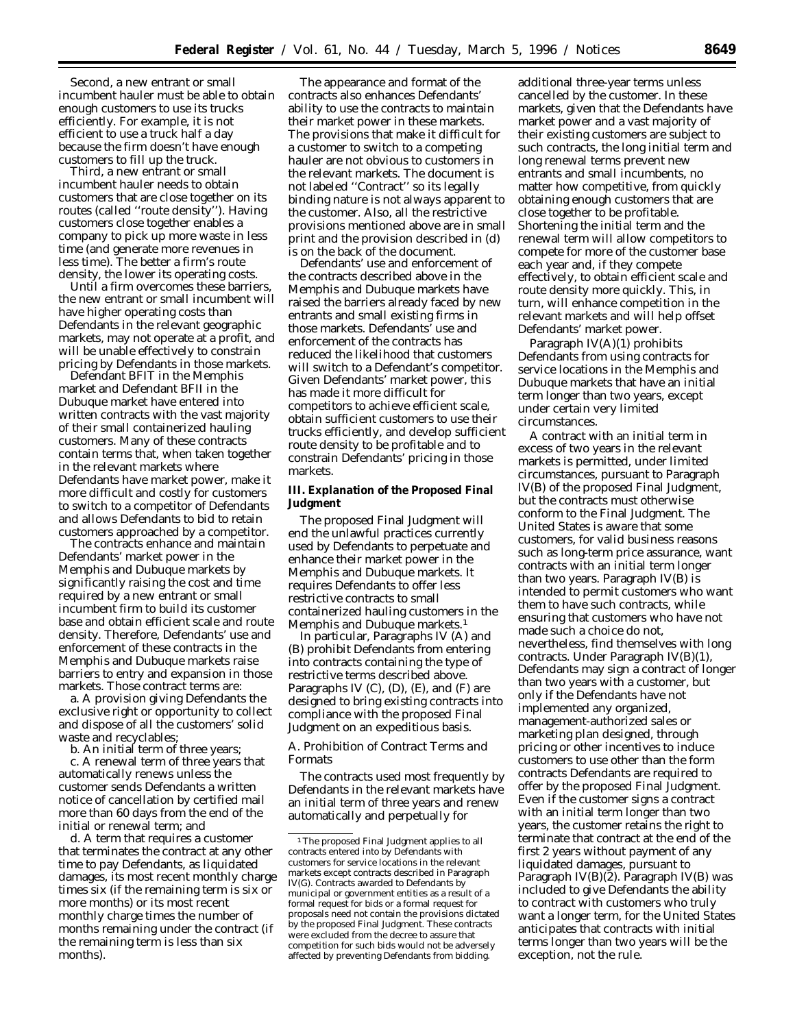Second, a new entrant or small incumbent hauler must be able to obtain enough customers to use its trucks efficiently. For example, it is not efficient to use a truck half a day because the firm doesn't have enough customers to fill up the truck.

Third, a new entrant or small incumbent hauler needs to obtain customers that are close together on its routes (called "route density"). Having customers close together enables a company to pick up more waste in less time (and generate more revenues in less time). The better a firm's route density, the lower its operating costs.

Until a firm overcomes these barriers, the new entrant or small incumbent will have higher operating costs than Defendants in the relevant geographic markets, may not operate at a profit, and will be unable effectively to constrain pricing by Defendants in those markets.

Defendant BFIT in the Memphis market and Defendant BFII in the Dubuque market have entered into written contracts with the vast majority of their small containerized hauling customers. Many of these contracts contain terms that, when taken together in the relevant markets where Defendants have market power, make it more difficult and costly for customers to switch to a competitor of Defendants and allows Defendants to bid to retain customers approached by a competitor.

The contracts enhance and maintain Defendants' market power in the Memphis and Dubuque markets by significantly raising the cost and time required by a new entrant or small incumbent firm to build its customer base and obtain efficient scale and route density. Therefore, Defendants' use and enforcement of these contracts in the Memphis and Dubuque markets raise barriers to entry and expansion in those markets. Those contract terms are:

a. A provision giving Defendants the exclusive right or opportunity to collect and dispose of all the customers' solid waste and recyclables;

b. An initial term of three years;

c. A renewal term of three years that automatically renews unless the customer sends Defendants a written notice of cancellation by certified mail more than 60 days from the end of the initial or renewal term; and

d. A term that requires a customer that terminates the contract at any other time to pay Defendants, as liquidated damages, its most recent monthly charge times six (if the remaining term is six or more months) or its most recent monthly charge times the number of months remaining under the contract (if the remaining term is less than six months).

The appearance and format of the contracts also enhances Defendants' ability to use the contracts to maintain their market power in these markets. The provisions that make it difficult for a customer to switch to a competing hauler are not obvious to customers in the relevant markets. The document is not labeled "Contract" so its legally binding nature is not always apparent to the customer. Also, all the restrictive provisions mentioned above are in small print and the provision described in (d) is on the back of the document.

Defendants' use and enforcement of the contracts described above in the Memphis and Dubuque markets have raised the barriers already faced by new entrants and small existing firms in those markets. Defendants' use and enforcement of the contracts has reduced the likelihood that customers will switch to a Defendant's competitor. Given Defendants' market power, this has made it more difficult for competitors to achieve efficient scale, obtain sufficient customers to use their trucks efficiently, and develop sufficient route density to be profitable and to constrain Defendants' pricing in those markets.

### III. Explanation of the Proposed Final Judgment

The proposed Final Judgment will end the unlawful practices currently used by Defendants to perpetuate and enhance their market power in the Memphis and Dubuque markets. It requires Defendants to offer less restrictive contracts to small containerized hauling customers in the Memphis and Dubuque markets.[1]

In particular, Paragraphs IV (A) and (B) prohibit Defendants from entering into contracts containing the type of restrictive terms described above. Paragraphs IV (C), (D), (E), and (F) are designed to bring existing contracts into compliance with the proposed Final Judgment on an expeditious basis.

#### A. Prohibition of Contract Terms and Formats

The contracts used most frequently by Defendants in the relevant markets have an initial term of three years and renew automatically and perpetually for additional three-year terms unless cancelled by the customer. In these markets, given that the Defendants have market power and a vast majority of their existing customers are subject to such contracts, the long initial term and long renewal terms prevent new entrants and small incumbents, no matter how competitive, from quickly obtaining enough customers that are close together to be profitable. Shortening the initial term and the renewal term will allow competitors to compete for more of the customer base each year and, if they compete effectively, to obtain efficient scale and route density more quickly. This, in turn, will enhance competition in the relevant markets and will help offset Defendants' market power.

Paragraph IV(A)(1) prohibits Defendants from using contracts for service locations in the Memphis and Dubuque markets that have an initial term longer than two years, except under certain very limited circumstances.

A contract with an initial term in excess of two years in the relevant markets is permitted, under limited circumstances, pursuant to Paragraph IV(B) of the proposed Final Judgment, but the contracts must otherwise conform to the Final Judgment. The United States is aware that some customers, for valid business reasons such as long-term price assurance, want contracts with an initial term longer than two years. Paragraph IV(B) is intended to permit customers who want them to have such contracts, while ensuring that customers who have not made such a choice do not, nevertheless, find themselves with long contracts. Under Paragraph IV(B)(1), Defendants may sign a contract of longer than two years with a customer, but only if the Defendants have not implemented any organized, management-authorized sales or marketing plan designed, through pricing or other incentives to induce customers to use other than the form contracts Defendants are required to offer by the proposed Final Judgment. Even if the customer signs a contract with an initial term longer than two years, the customer retains the right to terminate that contract at the end of the first 2 years without payment of any liquidated damages, pursuant to Paragraph IV(B)(2). Paragraph IV(B) was included to give Defendants the ability to contract with customers who truly want a longer term, for the United States anticipates that contracts with initial terms longer than two years will be the exception, not the rule.

---

[1] The proposed Final Judgment applies to all contracts entered into by Defendants with customers for service locations in the relevant markets except contracts described in Paragraph IV(G). Contracts awarded to Defendants by municipal or government entities as a result of a formal request for bids or a formal request for proposals need not contain the provisions dictated by the proposed Final Judgment. These contracts were excluded from the decree to assure that competition for such bids would not be adversely affected by preventing Defendants from bidding.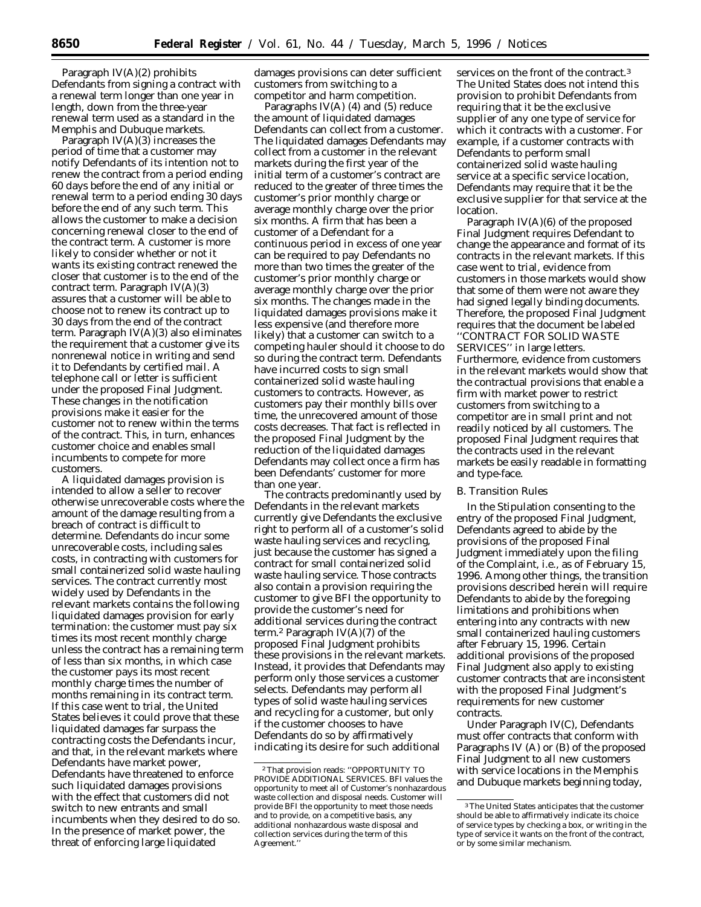Paragraph IV(A)(2) prohibits Defendants from signing a contract with a renewal term longer than one year in length, down from the three-year renewal term used as a standard in the Memphis and Dubuque markets.

Paragraph IV(A)(3) increases the period of time that a customer may notify Defendants of its intention not to renew the contract from a period ending 60 days before the end of any initial or renewal term to a period ending 30 days before the end of any such term. This allows the customer to make a decision concerning renewal closer to the end of the contract term. A customer is more likely to consider whether or not it wants its existing contract renewed the closer that customer is to the end of the contract term. Paragraph IV(A)(3) assures that a customer will be able to choose not to renew its contract up to 30 days from the end of the contract term. Paragraph IV(A)(3) also eliminates the requirement that a customer give its nonrenewal notice in writing and send it to Defendants by certified mail. A telephone call or letter is sufficient under the proposed Final Judgment. These changes in the notification provisions make it easier for the customer not to renew within the terms of the contract. This, in turn, enhances customer choice and enables small incumbents to compete for more customers.

A liquidated damages provision is intended to allow a seller to recover otherwise unrecoverable costs where the amount of the damage resulting from a breach of contract is difficult to determine. Defendants do incur some unrecoverable costs, including sales costs, in contracting with customers for small containerized solid waste hauling services. The contract currently most widely used by Defendants in the relevant markets contains the following liquidated damages provision for early termination: the customer must pay six times its most recent monthly charge unless the contract has a remaining term of less than six months, in which case the customer pays its most recent monthly charge times the number of months remaining in its contract term. If this case went to trial, the United States believes it could prove that these liquidated damages far surpass the contracting costs the Defendants incur, and that, in the relevant markets where Defendants have market power, Defendants have threatened to enforce such liquidated damages provisions with the effect that customers did not switch to new entrants and small incumbents when they desired to do so. In the presence of market power, the threat of enforcing large liquidated damages provisions can deter sufficient customers from switching to a competitor and harm competition.

Paragraphs IV(A) (4) and (5) reduce the amount of liquidated damages Defendants can collect from a customer. The liquidated damages Defendants may collect from a customer in the relevant markets during the first year of the initial term of a customer's contract are reduced to the greater of three times the customer's prior monthly charge or average monthly charge over the prior six months. A firm that has been a customer of a Defendant for a continuous period in excess of one year can be required to pay Defendants no more than two times the greater of the customer's prior monthly charge or average monthly charge over the prior six months. The changes made in the liquidated damages provisions make it less expensive (and therefore more likely) that a customer can switch to a competing hauler should it choose to do so during the contract term. Defendants have incurred costs to sign small containerized solid waste hauling customers to contracts. However, as customers pay their monthly bills over time, the unrecovered amount of those costs decreases. That fact is reflected in the proposed Final Judgment by the reduction of the liquidated damages Defendants may collect once a firm has been Defendants' customer for more than one year.

The contracts predominantly used by Defendants in the relevant markets currently give Defendants the exclusive right to perform all of a customer's solid waste hauling services and recycling, just because the customer has signed a contract for small containerized solid waste hauling service. Those contracts also contain a provision requiring the customer to give BFI the opportunity to provide the customer's need for additional services during the contract term.[2] Paragraph IV(A)(7) of the proposed Final Judgment prohibits these provisions in the relevant markets. Instead, it provides that Defendants may perform only those services a customer selects. Defendants may perform all types of solid waste hauling services and recycling for a customer, but only if the customer chooses to have Defendants do so by affirmatively indicating its desire for such additional services on the front of the contract.[3] The United States does not intend this provision to prohibit Defendants from requiring that it be the exclusive supplier of any one type of service for which it contracts with a customer. For example, if a customer contracts with Defendants to perform small containerized solid waste hauling service at a specific service location, Defendants may require that it be the exclusive supplier for that service at the location.

Paragraph IV(A)(6) of the proposed Final Judgment requires Defendant to change the appearance and format of its contracts in the relevant markets. If this case went to trial, evidence from customers in those markets would show that some of them were not aware they had signed legally binding documents. Therefore, the proposed Final Judgment requires that the document be labeled "CONTRACT FOR SOLID WASTE SERVICES" in large letters. Furthermore, evidence from customers in the relevant markets would show that the contractual provisions that enable a firm with market power to restrict customers from switching to a competitor are in small print and not readily noticed by all customers. The proposed Final Judgment requires that the contracts used in the relevant markets be easily readable in formatting and type-face.

## B. Transition Rules

In the Stipulation consenting to the entry of the proposed Final Judgment, Defendants agreed to abide by the provisions of the proposed Final Judgment immediately upon the filing of the Complaint, *i.e.*, as of February 15, 1996. Among other things, the transition provisions described herein will require Defendants to abide by the foregoing limitations and prohibitions when entering into any contracts with new small containerized hauling customers after February 15, 1996. Certain additional provisions of the proposed Final Judgment also apply to existing customer contracts that are inconsistent with the proposed Final Judgment's requirements for new customer contracts.

Under Paragraph IV(C), Defendants must offer contracts that conform with Paragraphs IV (A) or (B) of the proposed Final Judgment to all new customers with service locations in the Memphis and Dubuque markets beginning today,

---

[2] That provision reads: "OPPORTUNITY TO PROVIDE ADDITIONAL SERVICES. BFI values the opportunity to meet all of Customer's nonhazardous waste collection and disposal needs. Customer will provide BFI the opportunity to meet those needs and to provide, on a competitive basis, any additional nonhazardous waste disposal and collection services during the term of this Agreement."

[3] The United States anticipates that the customer should be able to affirmatively indicate its choice of service types by checking a box, or writing in the type of service it wants on the front of the contract, or by some similar mechanism.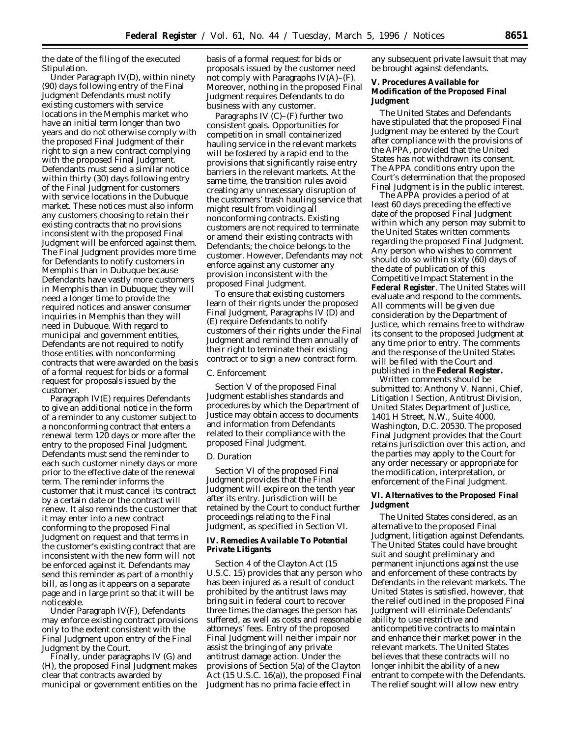the date of the filing of the executed Stipulation.

Under Paragraph IV(D), within ninety (90) days following entry of the Final Judgment Defendants must notify existing customers with service locations in the Memphis market who have an initial term longer than two years and do not otherwise comply with the proposed Final Judgment of their right to sign a new contract complying with the proposed Final Judgment. Defendants must send a similar notice within thirty (30) days following entry of the Final Judgment for customers with service locations in the Dubuque market. These notices must also inform any customers choosing to retain their existing contracts that no provisions inconsistent with the proposed Final Judgment will be enforced against them. The Final Judgment provides more time for Defendants to notify customers in Memphis than in Dubuque because Defendants have vastly more customers in Memphis than in Dubuque; they will need a longer time to provide the required notices and answer consumer inquiries in Memphis than they will need in Dubuque. With regard to municipal and government entities, Defendants are not required to notify those entities with nonconforming contracts that were awarded on the basis of a formal request for bids or a formal request for proposals issued by the customer.

Paragraph IV(E) requires Defendants to give an additional notice in the form of a reminder to any customer subject to a nonconforming contract that enters a renewal term 120 days or more after the entry to the proposed Final Judgment. Defendants must send the reminder to each such customer ninety days or more prior to the effective date of the renewal term. The reminder informs the customer that it must cancel its contract by a certain date or the contract will renew. It also reminds the customer that it may enter into a new contract conforming to the proposed Final Judgment on request and that terms in the customer's existing contract that are inconsistent with the new form will not be enforced against it. Defendants may send this reminder as part of a monthly bill, as long as it appears on a separate page and in large print so that it will be noticeable.

Under Paragraph IV(F), Defendants may enforce existing contract provisions only to the extent consistent with the Final Judgment upon entry of the Final Judgment by the Court.

Finally, under paragraphs IV (G) and (H), the proposed Final Judgment makes clear that contracts awarded by municipal or government entities on the basis of a formal request for bids or proposals issued by the customer need not comply with Paragraphs IV(A)–(F). Moreover, nothing in the proposed Final Judgment requires Defendants to do business with any customer.

Paragraphs IV (C)–(F) further two consistent goals. Opportunities for competition in small containerized hauling service in the relevant markets will be fostered by a rapid end to the provisions that significantly raise entry barriers in the relevant markets. At the same time, the transition rules avoid creating any unnecessary disruption of the customers' trash hauling service that might result from voiding all nonconforming contracts. Existing customers are not required to terminate or amend their existing contracts with Defendants; the choice belongs to the customer. However, Defendants may not enforce against any customer any provision inconsistent with the proposed Final Judgment.

To ensure that existing customers learn of their rights under the proposed Final Judgment, Paragraphs IV (D) and (E) require Defendants to notify customers of their rights under the Final Judgment and remind them annually of their right to terminate their existing contract or to sign a new contract form.

*C. Enforcement*

Section V of the proposed Final Judgment establishes standards and procedures by which the Department of Justice may obtain access to documents and information from Defendants related to their compliance with the proposed Final Judgment.

*D. Duration*

Section VI of the proposed Final Judgment provides that the Final Judgment will expire on the tenth year after its entry. Jurisdiction will be retained by the Court to conduct further proceedings relating to the Final Judgment, as specified in Section VI.

### IV. Remedies Available To Potential Private Litigants

Section 4 of the Clayton Act (15 U.S.C. 15) provides that any person who has been injured as a result of conduct prohibited by the antitrust laws may bring suit in federal court to recover three times the damages the person has suffered, as well as costs and reasonable attorneys' fees. Entry of the proposed Final Judgment will neither impair nor assist the bringing of any private antitrust damage action. Under the provisions of Section 5(a) of the Clayton Act (15 U.S.C. 16(a)), the proposed Final Judgment has no prima facie effect in any subsequent private lawsuit that may be brought against defendants.

### V. Procedures Available for Modification of the Proposed Final Judgment

The United States and Defendants have stipulated that the proposed Final Judgment may be entered by the Court after compliance with the provisions of the APPA, provided that the United States has not withdrawn its consent. The APPA conditions entry upon the Court's determination that the proposed Final Judgment is in the public interest.

The APPA provides a period of at least 60 days preceding the effective date of the proposed Final Judgment within which any person may submit to the United States written comments regarding the proposed Final Judgment. Any person who wishes to comment should do so within sixty (60) days of the date of publication of this Competitive Impact Statement in the **Federal Register**. The United States will evaluate and respond to the comments. All comments will be given due consideration by the Department of Justice, which remains free to withdraw its consent to the proposed Judgment at any time prior to entry. The comments and the response of the United States will be filed with the Court and published in the **Federal Register.**

Written comments should be submitted to: Anthony V. Nanni, Chief, Litigation I Section, Antitrust Division, United States Department of Justice, 1401 H Street, N.W., Suite 4000, Washington, D.C. 20530. The proposed Final Judgment provides that the Court retains jurisdiction over this action, and the parties may apply to the Court for any order necessary or appropriate for the modification, interpretation, or enforcement of the Final Judgment.

### VI. Alternatives to the Proposed Final Judgment

The United States considered, as an alternative to the proposed Final Judgment, litigation against Defendants. The United States could have brought suit and sought preliminary and permanent injunctions against the use and enforcement of these contracts by Defendants in the relevant markets. The United States is satisfied, however, that the relief outlined in the proposed Final Judgment will eliminate Defendants' ability to use restrictive and anticompetitive contracts to maintain and enhance their market power in the relevant markets. The United States believes that these contracts will no longer inhibit the ability of a new entrant to compete with the Defendants. The relief sought will allow new entry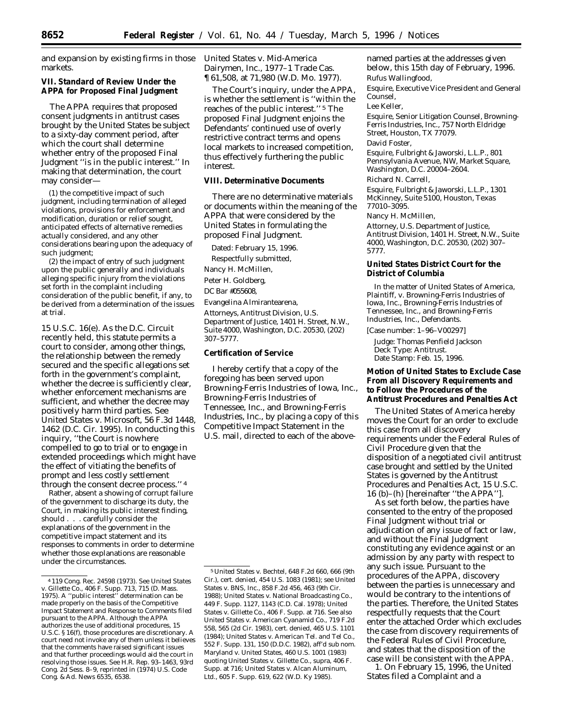and expansion by existing firms in those markets.

### VII. Standard of Review Under the APPA for Proposed Final Judgment

The APPA requires that proposed consent judgments in antitrust cases brought by the United States be subject to a sixty-day comment period, after which the court shall determine whether entry of the proposed Final Judgment ''is in the public interest.'' In making that determination, the court may consider—

(1) the competitive impact of such judgment, including termination of alleged violations, provisions for enforcement and modification, duration or relief sought, anticipated effects of alternative remedies actually considered, and any other considerations bearing upon the adequacy of such judgment;

(2) the impact of entry of such judgment upon the public generally and individuals alleging specific injury from the violations set forth in the complaint including consideration of the public benefit, if any, to be derived from a determination of the issues at trial.

15 U.S.C. 16(e). As the D.C. Circuit recently held, this statute permits a court to consider, among other things, the relationship between the remedy secured and the specific allegations set forth in the government's complaint, whether the decree is sufficiently clear, whether enforcement mechanisms are sufficient, and whether the decree may positively harm third parties. See *United States* v. *Microsoft*, 56 F.3d 1448, 1462 (D.C. Cir. 1995). In conducting this inquiry, ''the Court is nowhere compelled to go to trial or to engage in extended proceedings which might have the effect of vitiating the benefits of prompt and less costly settlement through the consent decree process.'' [4]

Rather, absent a showing of corrupt failure of the government to discharge its duty, the Court, in making its public interest finding, should . . . carefully consider the explanations of the government in the competitive impact statement and its responses to comments in order to determine whether those explanations are reasonable under the circumstances.

*United States* v. *Mid-America Dairymen, Inc.*, 1977–1 Trade Cas. ¶61,508, at 71,980 (W.D. Mo. 1977).

The Court's inquiry, under the APPA, is whether the settlement is ''within the reaches of the public interest.'' [5] The proposed Final Judgment enjoins the Defendants' continued use of overly restrictive contract terms and opens local markets to increased competition, thus effectively furthering the public interest.

### VIII. Determinative Documents

There are no determinative materials or documents within the meaning of the APPA that were considered by the United States in formulating the proposed Final Judgment.

Dated: February 15, 1996.

Respectfully submitted,

Nancy H. McMillen,

Peter H. Goldberg,

DC Bar #055608,

Evangelina Almirantearena,

*Attorneys, Antitrust Division, U.S. Department of Justice, 1401 H. Street, N.W., Suite 4000, Washington, D.C. 20530, (202) 307–5777.*

### Certification of Service

I hereby certify that a copy of the foregoing has been served upon Browning-Ferris Industries of Iowa, Inc., Browning-Ferris Industries of Tennessee, Inc., and Browning-Ferris Industries, Inc., by placing a copy of this Competitive Impact Statement in the U.S. mail, directed to each of the above-named parties at the addresses given below, this 15th day of February, 1996.

Rufus Wallingfood,

*Esquire, Executive Vice President and General Counsel,*

Lee Keller,

*Esquire, Senior Litigation Counsel, Browning-Ferris Industries, Inc., 757 North Eldridge Street, Houston, TX 77079.*

David Foster,

*Esquire, Fulbright & Jaworski, L.L.P., 801 Pennsylvania Avenue, NW, Market Square, Washington, D.C. 20004–2604.*

Richard N. Carrell,

*Esquire, Fulbright & Jaworski, L.L.P., 1301 McKinney, Suite 5100, Houston, Texas 77010–3095.*

Nancy H. McMillen,

*Attorney, U.S. Department of Justice, Antitrust Division, 1401 H. Street, N.W., Suite 4000, Washington, D.C. 20530, (202) 307–5777.*

### United States District Court for the District of Columbia

In the matter of United States of America, Plaintiff, v. Browning-Ferris Industries of Iowa, Inc., Browning-Ferris Industries of Tennessee, Inc., and Browning-Ferris Industries, Inc., Defendants.

[Case number: 1–96–V00297]

Judge: Thomas Penfield Jackson
Deck Type: Antitrust.
Date Stamp: Feb. 15, 1996.

### Motion of United States to Exclude Case From all Discovery Requirements and to Follow the Procedures of the Antitrust Procedures and Penalties Act

The United States of America hereby moves the Court for an order to exclude this case from all discovery requirements under the Federal Rules of Civil Procedure given that the disposition of a negotiated civil antitrust case brought and settled by the United States is governed by the Antitrust Procedures and Penalties Act, 15 U.S.C. 16 (b)–(h) [hereinafter ''the APPA''].

As set forth below, the parties have consented to the entry of the proposed Final Judgment without trial or adjudication of any issue of fact or law, and without the Final Judgment constituting any evidence against or an admission by any party with respect to any such issue. Pursuant to the procedures of the APPA, discovery between the parties is unnecessary and would be contrary to the intentions of the parties. Therefore, the United States respectfully requests that the Court enter the attached Order which excludes the case from discovery requirements of the Federal Rules of Civil Procedure, and states that the disposition of the case will be consistent with the APPA.

1. On February 15, 1996, the United States filed a Complaint and a

---

[4] 119 Cong. Rec. 24598 (1973). See *United States* v. *Gillette Co.*, 406 F. Supp. 713, 715 (D. Mass. 1975). A ''public interest'' determination can be made properly on the basis of the Competitive Impact Statement and Response to Comments filed pursuant to the APPA. Although the APPA authorizes the use of additional procedures, 15 U.S.C. § 16(f), those procedures are discretionary. A court need not invoke any of them unless it believes that the comments have raised significant issues and that further proceedings would aid the court in resolving those issues. See H.R. Rep. 93–1463, 93rd Cong. 2d Sess. 8–9, reprinted in (1974) U.S. Code Cong. & Ad. News 6535, 6538.

[5] *United States* v. *Bechtel*, 648 F.2d 660, 666 (9th Cir.), cert. denied, 454 U.S. 1083 (1981); see *United States* v. *BNS, Inc.*, 858 F.2d 456, 463 (9th Cir. 1988); *United States* v. *National Broadcasting Co.*, 449 F. Supp. 1127, 1143 (C.D. Cal. 1978); *United States* v. *Gillette Co.*, 406 F. Supp. at 716. See also *United States* v. *American Cyanamid Co.*, 719 F.2d 558, 565 (2d Cir. 1983), cert. denied, 465 U.S. 1101 (1984); *United States* v. *American Tel. and Tel Co.*, 552 F. Supp. 131, 150 (D.D.C. 1982), aff'd sub nom. *Maryland* v. *United States*, 460 U.S. 1001 (1983) quoting *United States* v. *Gillette Co.*, supra, 406 F. Supp. at 716; *United States* v. *Alcan Aluminum, Ltd.*, 605 F. Supp. 619, 622 (W.D. Ky 1985).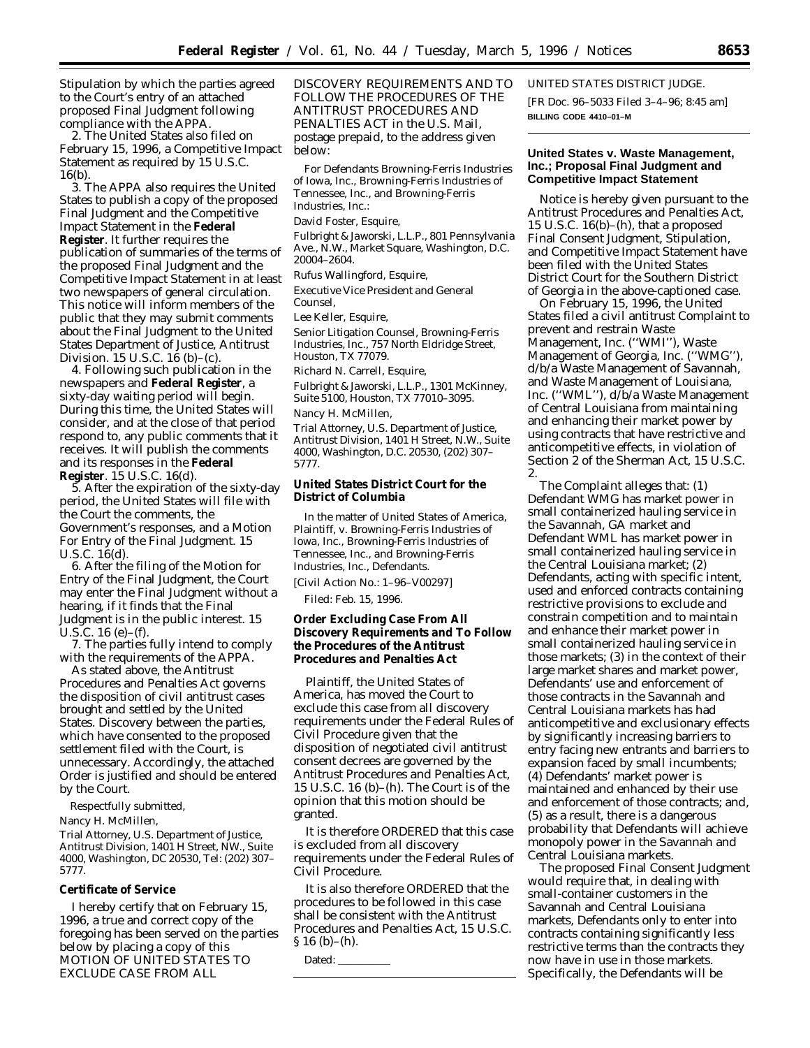Stipulation by which the parties agreed to the Court's entry of an attached proposed Final Judgment following compliance with the APPA.

2. The United States also filed on February 15, 1996, a Competitive Impact Statement as required by 15 U.S.C. 16(b).

3. The APPA also requires the United States to publish a copy of the proposed Final Judgment and the Competitive Impact Statement in the **Federal Register**. It further requires the publication of summaries of the terms of the proposed Final Judgment and the Competitive Impact Statement in at least two newspapers of general circulation. This notice will inform members of the public that they may submit comments about the Final Judgment to the United States Department of Justice, Antitrust Division. 15 U.S.C. 16 (b)–(c).

4. Following such publication in the newspapers and **Federal Register**, a sixty-day waiting period will begin. During this time, the United States will consider, and at the close of that period respond to, any public comments that it receives. It will publish the comments and its responses in the **Federal Register**. 15 U.S.C. 16(d).

5. After the expiration of the sixty-day period, the United States will file with the Court the comments, the Government's responses, and a Motion For Entry of the Final Judgment. 15 U.S.C. 16(d).

6. After the filing of the Motion for Entry of the Final Judgment, the Court may enter the Final Judgment without a hearing, if it finds that the Final Judgment is in the public interest. 15 U.S.C. 16 (e)–(f).

7. The parties fully intend to comply with the requirements of the APPA.

As stated above, the Antitrust Procedures and Penalties Act governs the disposition of civil antitrust cases brought and settled by the United States. Discovery between the parties, which have consented to the proposed settlement filed with the Court, is unnecessary. Accordingly, the attached Order is justified and should be entered by the Court.

Respectfully submitted,

Nancy H. McMillen,

*Trial Attorney, U.S. Department of Justice, Antitrust Division, 1401 H Street, NW., Suite 4000, Washington, DC 20530, Tel: (202) 307–5777.*

**Certificate of Service**

I hereby certify that on February 15, 1996, a true and correct copy of the foregoing has been served on the parties below by placing a copy of this MOTION OF UNITED STATES TO EXCLUDE CASE FROM ALL DISCOVERY REQUIREMENTS AND TO FOLLOW THE PROCEDURES OF THE ANTITRUST PROCEDURES AND PENALTIES ACT in the U.S. Mail, postage prepaid, to the address given below:

For Defendants Browning-Ferris Industries of Iowa, Inc., Browning-Ferris Industries of Tennessee, Inc., and Browning-Ferris Industries, Inc.:

David Foster, Esquire,

Fulbright & Jaworski, L.L.P., 801 Pennsylvania Ave., N.W., Market Square, Washington, D.C. 20004–2604.

Rufus Wallingford, Esquire,

Executive Vice President and General Counsel,

Lee Keller, Esquire,

Senior Litigation Counsel, Browning-Ferris Industries, Inc., 757 North Eldridge Street, Houston, TX 77079.

Richard N. Carrell, Esquire,

Fulbright & Jaworski, L.L.P., 1301 McKinney, Suite 5100, Houston, TX 77010–3095.

Nancy H. McMillen,

*Trial Attorney, U.S. Department of Justice, Antitrust Division, 1401 H Street, N.W., Suite 4000, Washington, D.C. 20530, (202) 307–5777.*

**United States District Court for the District of Columbia**

In the matter of United States of America, Plaintiff, v. Browning-Ferris Industries of Iowa, Inc., Browning-Ferris Industries of Tennessee, Inc., and Browning-Ferris Industries, Inc., Defendants.

[Civil Action No.: 1–96–V00297]

Filed: Feb. 15, 1996.

**Order Excluding Case From All Discovery Requirements and To Follow the Procedures of the Antitrust Procedures and Penalties Act**

Plaintiff, the United States of America, has moved the Court to exclude this case from all discovery requirements under the Federal Rules of Civil Procedure given that the disposition of negotiated civil antitrust consent decrees are governed by the Antitrust Procedures and Penalties Act, 15 U.S.C. 16 (b)–(h). The Court is of the opinion that this motion should be granted.

It is therefore ORDERED that this case is excluded from all discovery requirements under the Federal Rules of Civil Procedure.

It is also therefore ORDERED that the procedures to be followed in this case shall be consistent with the Antitrust Procedures and Penalties Act, 15 U.S.C. § 16 (b)–(h).

Dated: \_\_\_\_\_\_\_\_\_\_

UNITED STATES DISTRICT JUDGE.

[FR Doc. 96–5033 Filed 3–4–96; 8:45 am]

**BILLING CODE 4410–01–M**

**United States v. Waste Management, Inc.; Proposal Final Judgment and Competitive Impact Statement**

Notice is hereby given pursuant to the Antitrust Procedures and Penalties Act, 15 U.S.C. 16(b)–(h), that a proposed Final Consent Judgment, Stipulation, and Competitive Impact Statement have been filed with the United States District Court for the Southern District of Georgia in the above-captioned case.

On February 15, 1996, the United States filed a civil antitrust Complaint to prevent and restrain Waste Management, Inc. (''WMI''), Waste Management of Georgia, Inc. (''WMG''), d/b/a Waste Management of Savannah, and Waste Management of Louisiana, Inc. (''WML''), d/b/a Waste Management of Central Louisiana from maintaining and enhancing their market power by using contracts that have restrictive and anticompetitive effects, in violation of Section 2 of the Sherman Act, 15 U.S.C. 2.

The Complaint alleges that: (1) Defendant WMG has market power in small containerized hauling service in the Savannah, GA market and Defendant WML has market power in small containerized hauling service in the Central Louisiana market; (2) Defendants, acting with specific intent, used and enforced contracts containing restrictive provisions to exclude and constrain competition and to maintain and enhance their market power in small containerized hauling service in those markets; (3) in the context of their large market shares and market power, Defendants' use and enforcement of those contracts in the Savannah and Central Louisiana markets has had anticompetitive and exclusionary effects by significantly increasing barriers to entry facing new entrants and barriers to expansion faced by small incumbents; (4) Defendants' market power is maintained and enhanced by their use and enforcement of those contracts; and, (5) as a result, there is a dangerous probability that Defendants will achieve monopoly power in the Savannah and Central Louisiana markets.

The proposed Final Consent Judgment would require that, in dealing with small-container customers in the Savannah and Central Louisiana markets, Defendants only to enter into contracts containing significantly less restrictive terms than the contracts they now have in use in those markets. Specifically, the Defendants will be